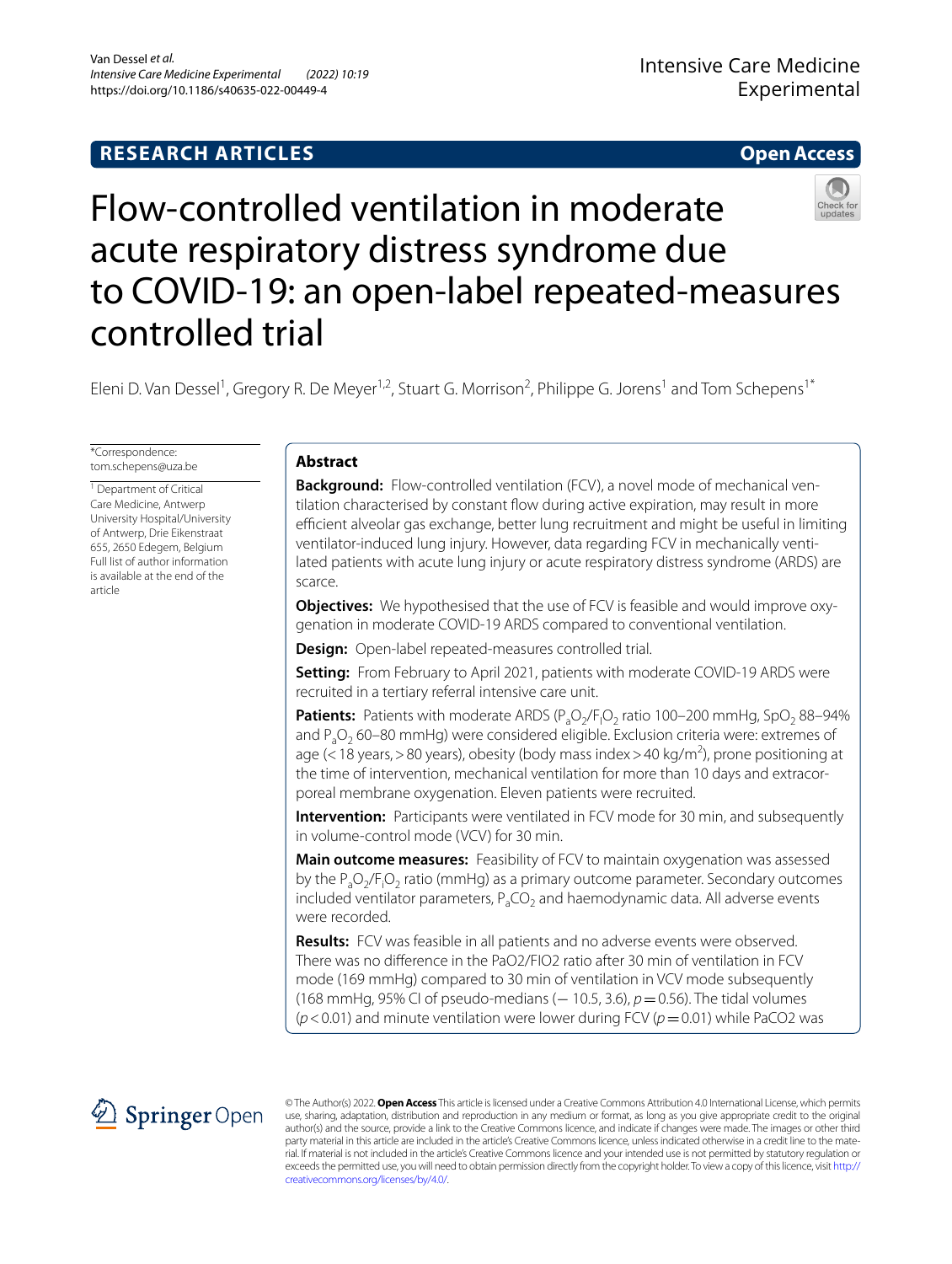RESEARCH ARTICLES

Open Access

# Flow-controlled ventilation in moderate acute respiratory distress syndrome due to COVID-19: an open-label repeated-measures controlled trial

Eleni D. Van Dessel[1], Gregory R. De Meyer[1,2], Stuart G. Morrison[2], Philippe G. Jorens[1] and Tom Schepens[1*]

*Correspondence: tom.schepens@uza.be

[1] Department of Critical Care Medicine, Antwerp University Hospital/University of Antwerp, Drie Eikenstraat 655, 2650 Edegem, Belgium

Full list of author information is available at the end of the article

## Abstract

**Background:** Flow-controlled ventilation (FCV), a novel mode of mechanical ventilation characterised by constant flow during active expiration, may result in more efficient alveolar gas exchange, better lung recruitment and might be useful in limiting ventilator-induced lung injury. However, data regarding FCV in mechanically ventilated patients with acute lung injury or acute respiratory distress syndrome (ARDS) are scarce.

**Objectives:** We hypothesised that the use of FCV is feasible and would improve oxygenation in moderate COVID-19 ARDS compared to conventional ventilation.

**Design:** Open-label repeated-measures controlled trial.

**Setting:** From February to April 2021, patients with moderate COVID-19 ARDS were recruited in a tertiary referral intensive care unit.

**Patients:** Patients with moderate ARDS ($P_aO_2/F_IO_2$ ratio 100–200 mmHg, $SpO_2$ 88–94% and $P_aO_2$ 60–80 mmHg) were considered eligible. Exclusion criteria were: extremes of age (< 18 years, > 80 years), obesity (body mass index > 40 kg/m$^2$), prone positioning at the time of intervention, mechanical ventilation for more than 10 days and extracorporeal membrane oxygenation. Eleven patients were recruited.

**Intervention:** Participants were ventilated in FCV mode for 30 min, and subsequently in volume-control mode (VCV) for 30 min.

**Main outcome measures:** Feasibility of FCV to maintain oxygenation was assessed by the $P_aO_2/F_IO_2$ ratio (mmHg) as a primary outcome parameter. Secondary outcomes included ventilator parameters, $P_aCO_2$ and haemodynamic data. All adverse events were recorded.

**Results:** FCV was feasible in all patients and no adverse events were observed. There was no difference in the PaO2/FIO2 ratio after 30 min of ventilation in FCV mode (169 mmHg) compared to 30 min of ventilation in VCV mode subsequently (168 mmHg, 95% CI of pseudo-medians (− 10.5, 3.6), $p = 0.56$). The tidal volumes ($p < 0.01$) and minute ventilation were lower during FCV ($p = 0.01$) while PaCO2 was

© The Author(s) 2022. **Open Access** This article is licensed under a Creative Commons Attribution 4.0 International License, which permits use, sharing, adaptation, distribution and reproduction in any medium or format, as long as you give appropriate credit to the original author(s) and the source, provide a link to the Creative Commons licence, and indicate if changes were made. The images or other third party material in this article are included in the article's Creative Commons licence, unless indicated otherwise in a credit line to the material. If material is not included in the article's Creative Commons licence and your intended use is not permitted by statutory regulation or exceeds the permitted use, you will need to obtain permission directly from the copyright holder. To view a copy of this licence, visit http://creativecommons.org/licenses/by/4.0/.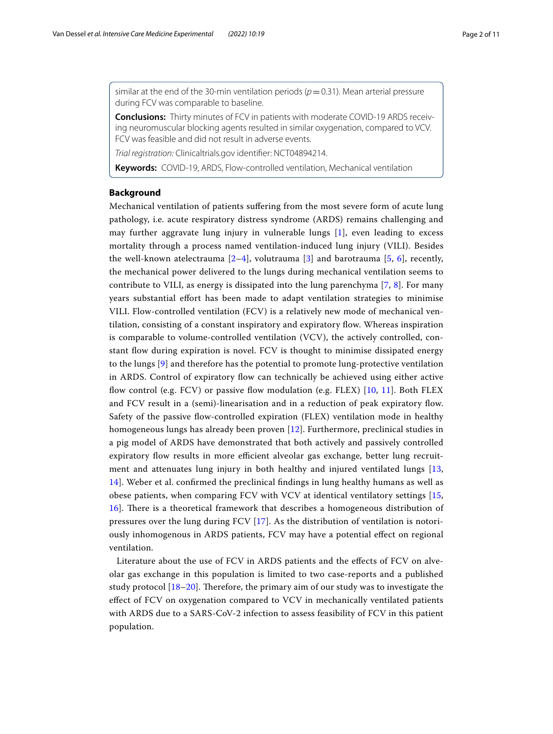similar at the end of the 30-min ventilation periods ($p = 0.31$). Mean arterial pressure during FCV was comparable to baseline.

**Conclusions:** Thirty minutes of FCV in patients with moderate COVID-19 ARDS receiving neuromuscular blocking agents resulted in similar oxygenation, compared to VCV. FCV was feasible and did not result in adverse events.

*Trial registration:* Clinicaltrials.gov identifier: NCT04894214.

**Keywords:** COVID-19, ARDS, Flow-controlled ventilation, Mechanical ventilation

## Background

Mechanical ventilation of patients suffering from the most severe form of acute lung pathology, i.e. acute respiratory distress syndrome (ARDS) remains challenging and may further aggravate lung injury in vulnerable lungs [1], even leading to excess mortality through a process named ventilation-induced lung injury (VILI). Besides the well-known atelectrauma [2–4], volutrauma [3] and barotrauma [5, 6], recently, the mechanical power delivered to the lungs during mechanical ventilation seems to contribute to VILI, as energy is dissipated into the lung parenchyma [7, 8]. For many years substantial effort has been made to adapt ventilation strategies to minimise VILI. Flow-controlled ventilation (FCV) is a relatively new mode of mechanical ventilation, consisting of a constant inspiratory and expiratory flow. Whereas inspiration is comparable to volume-controlled ventilation (VCV), the actively controlled, constant flow during expiration is novel. FCV is thought to minimise dissipated energy to the lungs [9] and therefore has the potential to promote lung-protective ventilation in ARDS. Control of expiratory flow can technically be achieved using either active flow control (e.g. FCV) or passive flow modulation (e.g. FLEX) [10, 11]. Both FLEX and FCV result in a (semi)-linearisation and in a reduction of peak expiratory flow. Safety of the passive flow-controlled expiration (FLEX) ventilation mode in healthy homogeneous lungs has already been proven [12]. Furthermore, preclinical studies in a pig model of ARDS have demonstrated that both actively and passively controlled expiratory flow results in more efficient alveolar gas exchange, better lung recruitment and attenuates lung injury in both healthy and injured ventilated lungs [13, 14]. Weber et al. confirmed the preclinical findings in lung healthy humans as well as obese patients, when comparing FCV with VCV at identical ventilatory settings [15, 16]. There is a theoretical framework that describes a homogeneous distribution of pressures over the lung during FCV [17]. As the distribution of ventilation is notoriously inhomogenous in ARDS patients, FCV may have a potential effect on regional ventilation.

Literature about the use of FCV in ARDS patients and the effects of FCV on alveolar gas exchange in this population is limited to two case-reports and a published study protocol [18–20]. Therefore, the primary aim of our study was to investigate the effect of FCV on oxygenation compared to VCV in mechanically ventilated patients with ARDS due to a SARS-CoV-2 infection to assess feasibility of FCV in this patient population.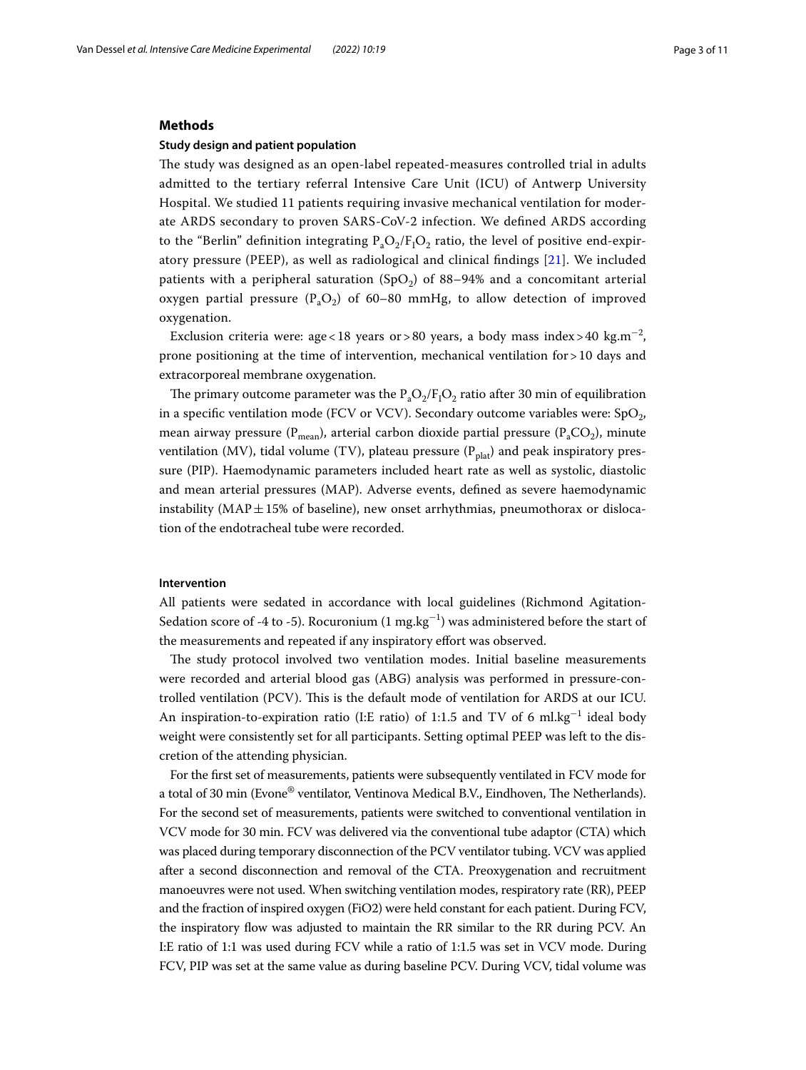## Methods

### Study design and patient population

The study was designed as an open-label repeated-measures controlled trial in adults admitted to the tertiary referral Intensive Care Unit (ICU) of Antwerp University Hospital. We studied 11 patients requiring invasive mechanical ventilation for moderate ARDS secondary to proven SARS-CoV-2 infection. We defined ARDS according to the "Berlin" definition integrating $P_aO_2/F_IO_2$ ratio, the level of positive end-expiratory pressure (PEEP), as well as radiological and clinical findings [21]. We included patients with a peripheral saturation ($SpO_2$) of 88–94% and a concomitant arterial oxygen partial pressure ($P_aO_2$) of 60–80 mmHg, to allow detection of improved oxygenation.

Exclusion criteria were: age < 18 years or > 80 years, a body mass index > 40 $kg.m^{-2}$, prone positioning at the time of intervention, mechanical ventilation for > 10 days and extracorporeal membrane oxygenation.

The primary outcome parameter was the $P_aO_2/F_IO_2$ ratio after 30 min of equilibration in a specific ventilation mode (FCV or VCV). Secondary outcome variables were: $SpO_2$, mean airway pressure ($P_{mean}$), arterial carbon dioxide partial pressure ($P_aCO_2$), minute ventilation (MV), tidal volume (TV), plateau pressure ($P_{plat}$) and peak inspiratory pressure (PIP). Haemodynamic parameters included heart rate as well as systolic, diastolic and mean arterial pressures (MAP). Adverse events, defined as severe haemodynamic instability (MAP ± 15% of baseline), new onset arrhythmias, pneumothorax or dislocation of the endotracheal tube were recorded.

### Intervention

All patients were sedated in accordance with local guidelines (Richmond Agitation-Sedation score of -4 to -5). Rocuronium (1 $mg.kg^{-1}$) was administered before the start of the measurements and repeated if any inspiratory effort was observed.

The study protocol involved two ventilation modes. Initial baseline measurements were recorded and arterial blood gas (ABG) analysis was performed in pressure-controlled ventilation (PCV). This is the default mode of ventilation for ARDS at our ICU. An inspiration-to-expiration ratio (I:E ratio) of 1:1.5 and TV of 6 $ml.kg^{-1}$ ideal body weight were consistently set for all participants. Setting optimal PEEP was left to the discretion of the attending physician.

For the first set of measurements, patients were subsequently ventilated in FCV mode for a total of 30 min (Evone® ventilator, Ventinova Medical B.V., Eindhoven, The Netherlands). For the second set of measurements, patients were switched to conventional ventilation in VCV mode for 30 min. FCV was delivered via the conventional tube adaptor (CTA) which was placed during temporary disconnection of the PCV ventilator tubing. VCV was applied after a second disconnection and removal of the CTA. Preoxygenation and recruitment manoeuvres were not used. When switching ventilation modes, respiratory rate (RR), PEEP and the fraction of inspired oxygen (FiO2) were held constant for each patient. During FCV, the inspiratory flow was adjusted to maintain the RR similar to the RR during PCV. An I:E ratio of 1:1 was used during FCV while a ratio of 1:1.5 was set in VCV mode. During FCV, PIP was set at the same value as during baseline PCV. During VCV, tidal volume was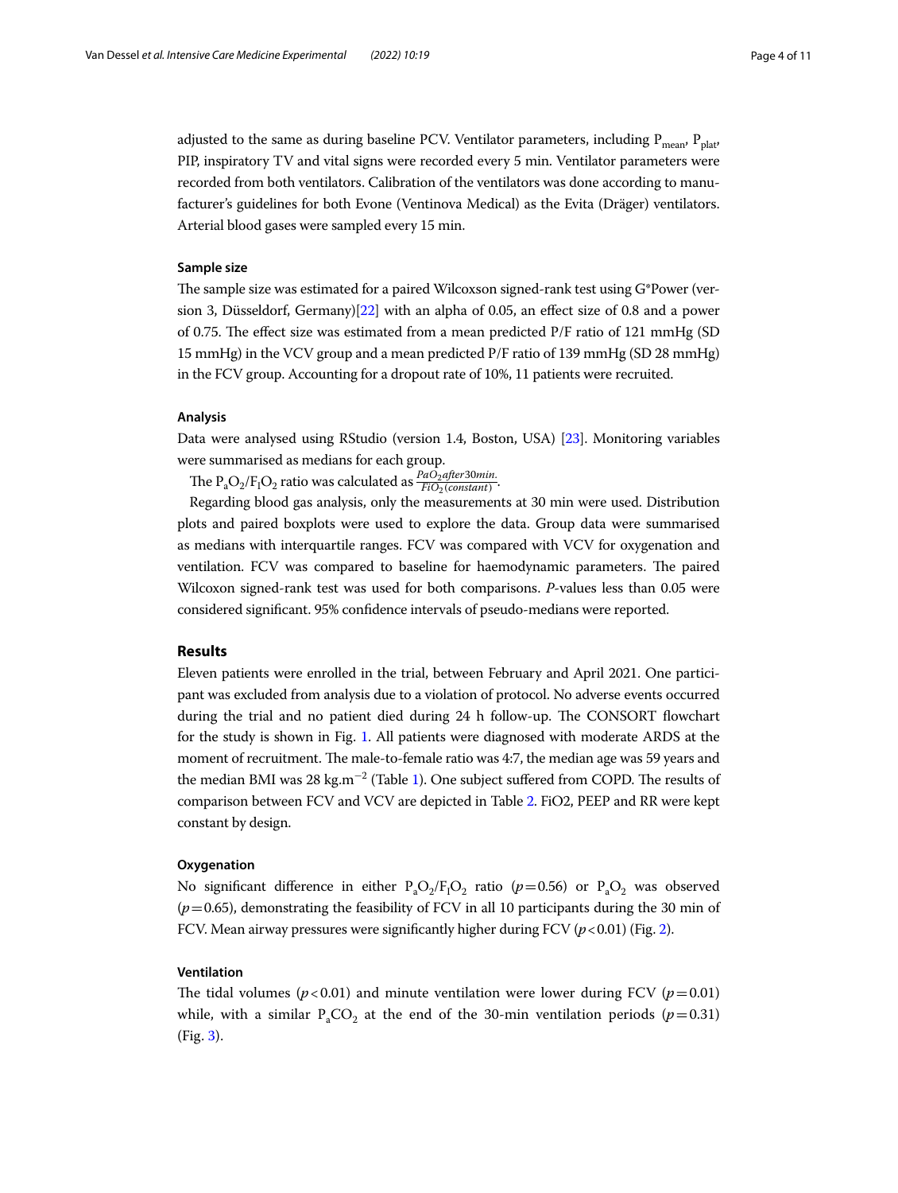adjusted to the same as during baseline PCV. Ventilator parameters, including $P_{mean}$, $P_{plat}$, PIP, inspiratory TV and vital signs were recorded every 5 min. Ventilator parameters were recorded from both ventilators. Calibration of the ventilators was done according to manufacturer's guidelines for both Evone (Ventinova Medical) as the Evita (Dräger) ventilators. Arterial blood gases were sampled every 15 min.

### Sample size

The sample size was estimated for a paired Wilcoxson signed-rank test using G*Power (version 3, Düsseldorf, Germany)[22] with an alpha of 0.05, an effect size of 0.8 and a power of 0.75. The effect size was estimated from a mean predicted P/F ratio of 121 mmHg (SD 15 mmHg) in the VCV group and a mean predicted P/F ratio of 139 mmHg (SD 28 mmHg) in the FCV group. Accounting for a dropout rate of 10%, 11 patients were recruited.

### Analysis

Data were analysed using RStudio (version 1.4, Boston, USA) [23]. Monitoring variables were summarised as medians for each group.

The $P_aO_2/F_IO_2$ ratio was calculated as $\frac{PaO_2 after 30 min.}{FiO_2 (constant)}$.

Regarding blood gas analysis, only the measurements at 30 min were used. Distribution plots and paired boxplots were used to explore the data. Group data were summarised as medians with interquartile ranges. FCV was compared with VCV for oxygenation and ventilation. FCV was compared to baseline for haemodynamic parameters. The paired Wilcoxon signed-rank test was used for both comparisons. *P*-values less than 0.05 were considered significant. 95% confidence intervals of pseudo-medians were reported.

## Results

Eleven patients were enrolled in the trial, between February and April 2021. One participant was excluded from analysis due to a violation of protocol. No adverse events occurred during the trial and no patient died during 24 h follow-up. The CONSORT flowchart for the study is shown in Fig. 1. All patients were diagnosed with moderate ARDS at the moment of recruitment. The male-to-female ratio was 4:7, the median age was 59 years and the median BMI was 28 $kg.m^{-2}$ (Table 1). One subject suffered from COPD. The results of comparison between FCV and VCV are depicted in Table 2. FiO2, PEEP and RR were kept constant by design.

### Oxygenation

No significant difference in either $P_aO_2/F_IO_2$ ratio ($p=0.56$) or $P_aO_2$ was observed ($p=0.65$), demonstrating the feasibility of FCV in all 10 participants during the 30 min of FCV. Mean airway pressures were significantly higher during FCV ($p<0.01$) (Fig. 2).

### Ventilation

The tidal volumes ($p<0.01$) and minute ventilation were lower during FCV ($p=0.01$) while, with a similar $P_aCO_2$ at the end of the 30-min ventilation periods ($p=0.31$) (Fig. 3).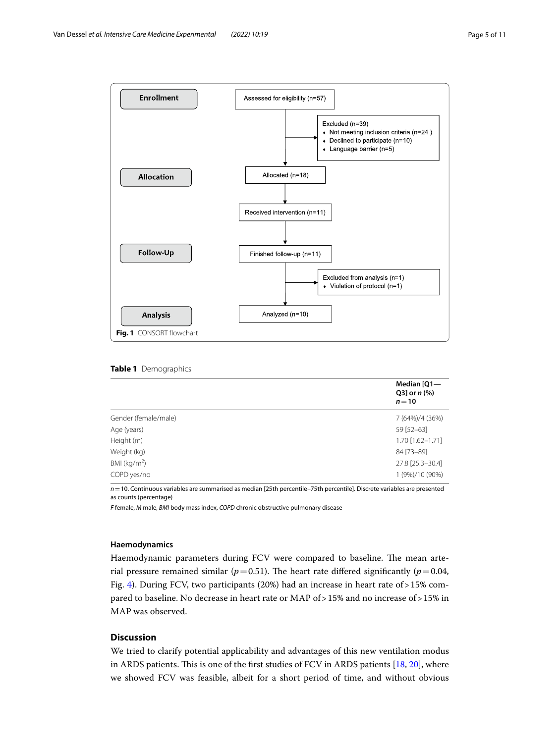Enrollment

Assessed for eligibility (n=57)

Excluded (n=39)
- Not meeting inclusion criteria (n=24 )
- Declined to participate (n=10)
- Language barrier (n=5)

Allocation

Allocated (n=18)

Received intervention (n=11)

Follow-Up

Finished follow-up (n=11)

Excluded from analysis (n=1)
- Violation of protocol (n=1)

Analysis

Analyzed (n=10)

**Fig. 1** CONSORT flowchart

**Table 1** Demographics

| | Median [Q1—Q3] or *n* (%) $n=10$ |
|---|---|
| Gender (female/male) | 7 (64%)/4 (36%) |
| Age (years) | 59 [52–63] |
| Height (m) | 1.70 [1.62–1.71] |
| Weight (kg) | 84 [73–89] |
| BMI (kg/m$^2$) | 27.8 [25.3–30.4] |
| COPD yes/no | 1 (9%)/10 (90%) |

$n=10$. Continuous variables are summarised as median [25th percentile–75th percentile]. Discrete variables are presented as counts (percentage)

*F* female, *M* male, *BMI* body mass index, *COPD* chronic obstructive pulmonary disease

### Haemodynamics

Haemodynamic parameters during FCV were compared to baseline. The mean arterial pressure remained similar ($p=0.51$). The heart rate differed significantly ($p=0.04$, Fig. 4). During FCV, two participants (20%) had an increase in heart rate of > 15% compared to baseline. No decrease in heart rate or MAP of > 15% and no increase of > 15% in MAP was observed.

## Discussion

We tried to clarify potential applicability and advantages of this new ventilation modus in ARDS patients. This is one of the first studies of FCV in ARDS patients [18, 20], where we showed FCV was feasible, albeit for a short period of time, and without obvious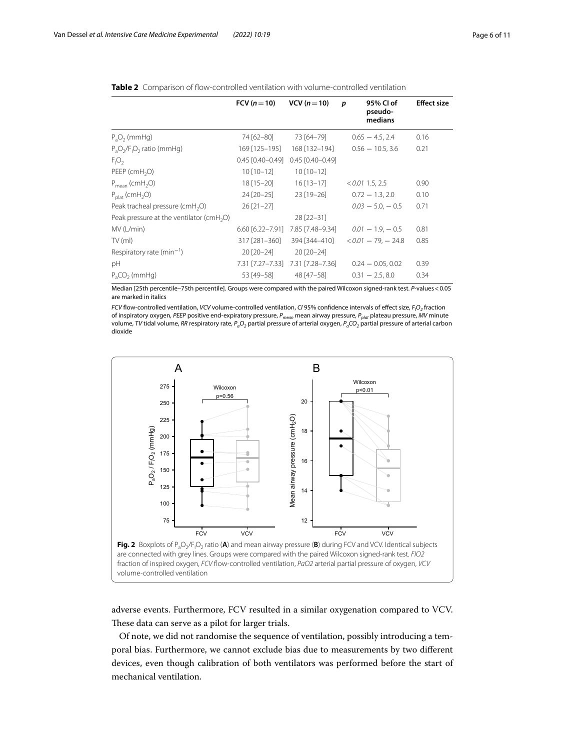**Table 2** Comparison of flow-controlled ventilation with volume-controlled ventilation

| | FCV ($n=10$) | VCV ($n=10$) | *p* | 95% CI of pseudo-medians | Effect size |
|---|---|---|---|---|---|
| $P_aO_2$ (mmHg) | 74 [62–80] | 73 [64–79] | 0.65 | − 4.5, 2.4 | 0.16 |
| $P_aO_2/F_IO_2$ ratio (mmHg) | 169 [125–195] | 168 [132–194] | 0.56 | − 10.5, 3.6 | 0.21 |
| $F_IO_2$ | 0.45 [0.40–0.49] | 0.45 [0.40–0.49] | | | |
| PEEP ($cmH_2O$) | 10 [10–12] | 10 [10–12] | | | |
| $P_{mean}$ ($cmH_2O$) | 18 [15–20] | 16 [13–17] | *<0.01* | 1.5, 2.5 | 0.90 |
| $P_{plat}$ ($cmH_2O$) | 24 [20–25] | 23 [19–26] | 0.72 | − 1.3, 2.0 | 0.10 |
| Peak tracheal pressure ($cmH_2O$) | 26 [21–27] | | *0.03* | − 5.0, − 0.5 | 0.71 |
| Peak pressure at the ventilator ($cmH_2O$) | | 28 [22–31] | | | |
| MV (L/min) | 6.60 [6.22–7.91] | 7.85 [7.48–9.34] | *0.01* | − 1.9, − 0.5 | 0.81 |
| TV (ml) | 317 [281–360] | 394 [344–410] | *<0.01* | − 79, − 24.8 | 0.85 |
| Respiratory rate ($min^{-1}$) | 20 [20–24] | 20 [20–24] | | | |
| pH | 7.31 [7.27–7.33] | 7.31 [7.28–7.36] | 0.24 | − 0.05, 0.02 | 0.39 |
| $P_aCO_2$ (mmHg) | 53 [49–58] | 48 [47–58] | 0.31 | − 2.5, 8.0 | 0.34 |

Median [25th percentile–75th percentile]. Groups were compared with the paired Wilcoxon signed-rank test. *P*-values < 0.05 are marked in italics

*FCV* flow-controlled ventilation, *VCV* volume-controlled ventilation, *CI* 95% confidence intervals of effect size, $F_IO_2$ fraction of inspiratory oxygen, *PEEP* positive end-expiratory pressure, $P_{mean}$ mean airway pressure, $P_{plat}$ plateau pressure, *MV* minute volume, *TV* tidal volume, *RR* respiratory rate, $P_aO_2$ partial pressure of arterial oxygen, $P_aCO_2$ partial pressure of arterial carbon dioxide

**Fig. 2** Boxplots of $P_aO_2/F_IO_2$ ratio (**A**) and mean airway pressure (**B**) during FCV and VCV. Identical subjects are connected with grey lines. Groups were compared with the paired Wilcoxon signed-rank test. *FIO2* fraction of inspired oxygen, *FCV* flow-controlled ventilation, *PaO2* arterial partial pressure of oxygen, *VCV* volume-controlled ventilation

adverse events. Furthermore, FCV resulted in a similar oxygenation compared to VCV. These data can serve as a pilot for larger trials.

Of note, we did not randomise the sequence of ventilation, possibly introducing a temporal bias. Furthermore, we cannot exclude bias due to measurements by two different devices, even though calibration of both ventilators was performed before the start of mechanical ventilation.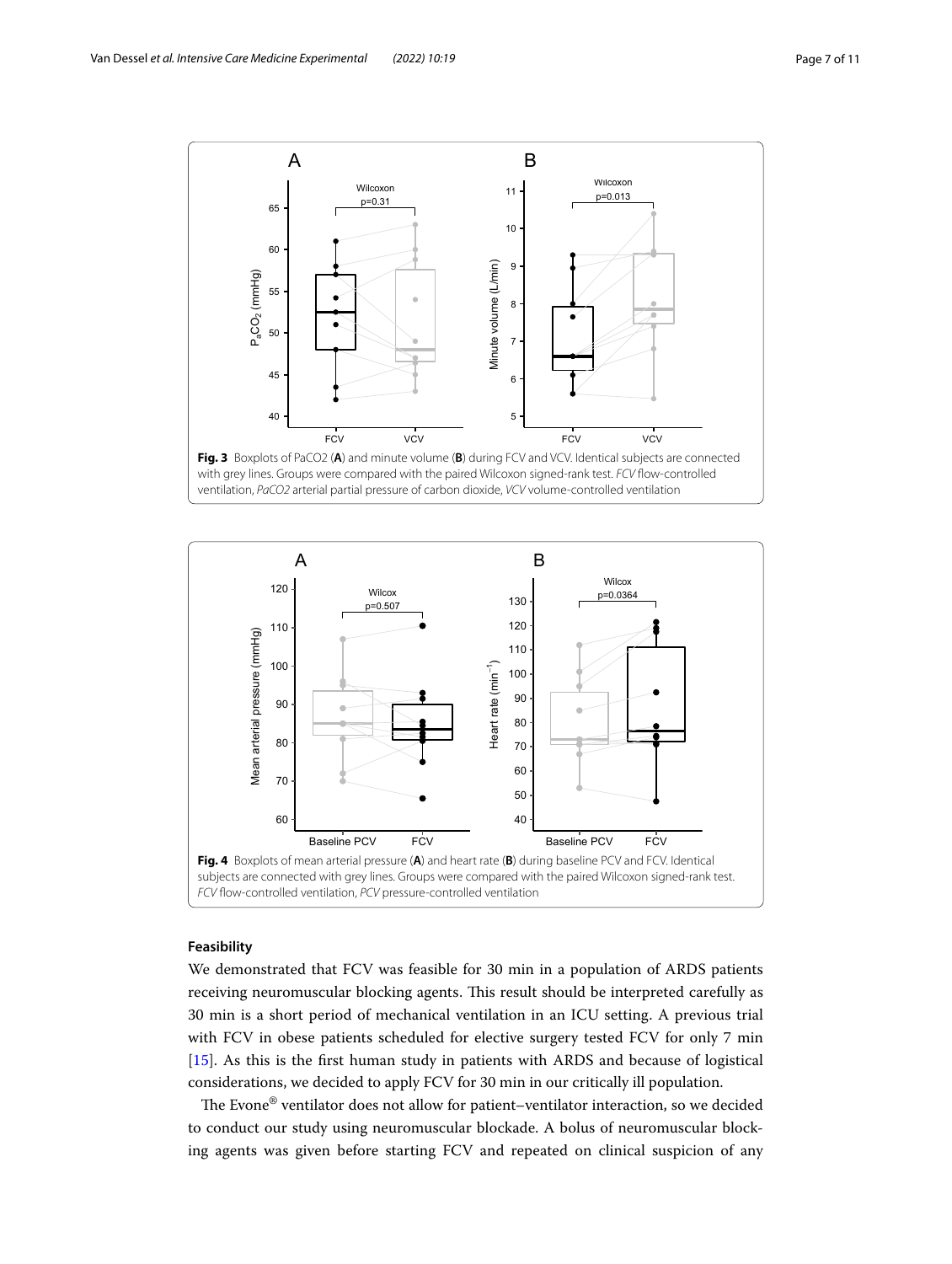**Fig. 3** Boxplots of PaCO2 (**A**) and minute volume (**B**) during FCV and VCV. Identical subjects are connected with grey lines. Groups were compared with the paired Wilcoxon signed-rank test. *FCV* flow-controlled ventilation, *PaCO2* arterial partial pressure of carbon dioxide, *VCV* volume-controlled ventilation

**Fig. 4** Boxplots of mean arterial pressure (**A**) and heart rate (**B**) during baseline PCV and FCV. Identical subjects are connected with grey lines. Groups were compared with the paired Wilcoxon signed-rank test. *FCV* flow-controlled ventilation, *PCV* pressure-controlled ventilation

### Feasibility

We demonstrated that FCV was feasible for 30 min in a population of ARDS patients receiving neuromuscular blocking agents. This result should be interpreted carefully as 30 min is a short period of mechanical ventilation in an ICU setting. A previous trial with FCV in obese patients scheduled for elective surgery tested FCV for only 7 min [15]. As this is the first human study in patients with ARDS and because of logistical considerations, we decided to apply FCV for 30 min in our critically ill population.

The Evone® ventilator does not allow for patient–ventilator interaction, so we decided to conduct our study using neuromuscular blockade. A bolus of neuromuscular blocking agents was given before starting FCV and repeated on clinical suspicion of any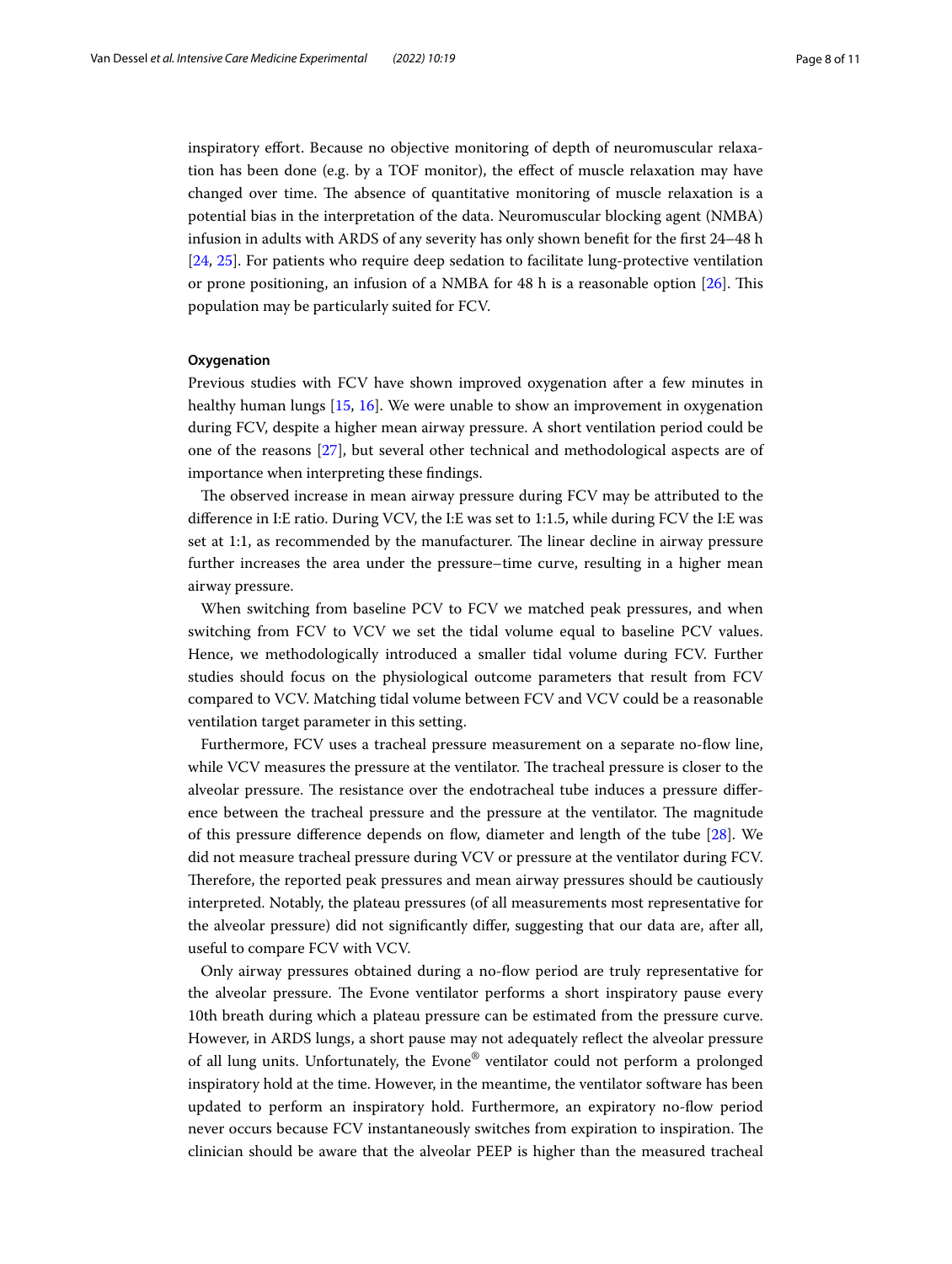inspiratory effort. Because no objective monitoring of depth of neuromuscular relaxation has been done (e.g. by a TOF monitor), the effect of muscle relaxation may have changed over time. The absence of quantitative monitoring of muscle relaxation is a potential bias in the interpretation of the data. Neuromuscular blocking agent (NMBA) infusion in adults with ARDS of any severity has only shown benefit for the first 24–48 h [24, 25]. For patients who require deep sedation to facilitate lung-protective ventilation or prone positioning, an infusion of a NMBA for 48 h is a reasonable option [26]. This population may be particularly suited for FCV.

#### Oxygenation

Previous studies with FCV have shown improved oxygenation after a few minutes in healthy human lungs [15, 16]. We were unable to show an improvement in oxygenation during FCV, despite a higher mean airway pressure. A short ventilation period could be one of the reasons [27], but several other technical and methodological aspects are of importance when interpreting these findings.

The observed increase in mean airway pressure during FCV may be attributed to the difference in I:E ratio. During VCV, the I:E was set to 1:1.5, while during FCV the I:E was set at 1:1, as recommended by the manufacturer. The linear decline in airway pressure further increases the area under the pressure–time curve, resulting in a higher mean airway pressure.

When switching from baseline PCV to FCV we matched peak pressures, and when switching from FCV to VCV we set the tidal volume equal to baseline PCV values. Hence, we methodologically introduced a smaller tidal volume during FCV. Further studies should focus on the physiological outcome parameters that result from FCV compared to VCV. Matching tidal volume between FCV and VCV could be a reasonable ventilation target parameter in this setting.

Furthermore, FCV uses a tracheal pressure measurement on a separate no-flow line, while VCV measures the pressure at the ventilator. The tracheal pressure is closer to the alveolar pressure. The resistance over the endotracheal tube induces a pressure difference between the tracheal pressure and the pressure at the ventilator. The magnitude of this pressure difference depends on flow, diameter and length of the tube [28]. We did not measure tracheal pressure during VCV or pressure at the ventilator during FCV. Therefore, the reported peak pressures and mean airway pressures should be cautiously interpreted. Notably, the plateau pressures (of all measurements most representative for the alveolar pressure) did not significantly differ, suggesting that our data are, after all, useful to compare FCV with VCV.

Only airway pressures obtained during a no-flow period are truly representative for the alveolar pressure. The Evone ventilator performs a short inspiratory pause every 10th breath during which a plateau pressure can be estimated from the pressure curve. However, in ARDS lungs, a short pause may not adequately reflect the alveolar pressure of all lung units. Unfortunately, the Evone® ventilator could not perform a prolonged inspiratory hold at the time. However, in the meantime, the ventilator software has been updated to perform an inspiratory hold. Furthermore, an expiratory no-flow period never occurs because FCV instantaneously switches from expiration to inspiration. The clinician should be aware that the alveolar PEEP is higher than the measured tracheal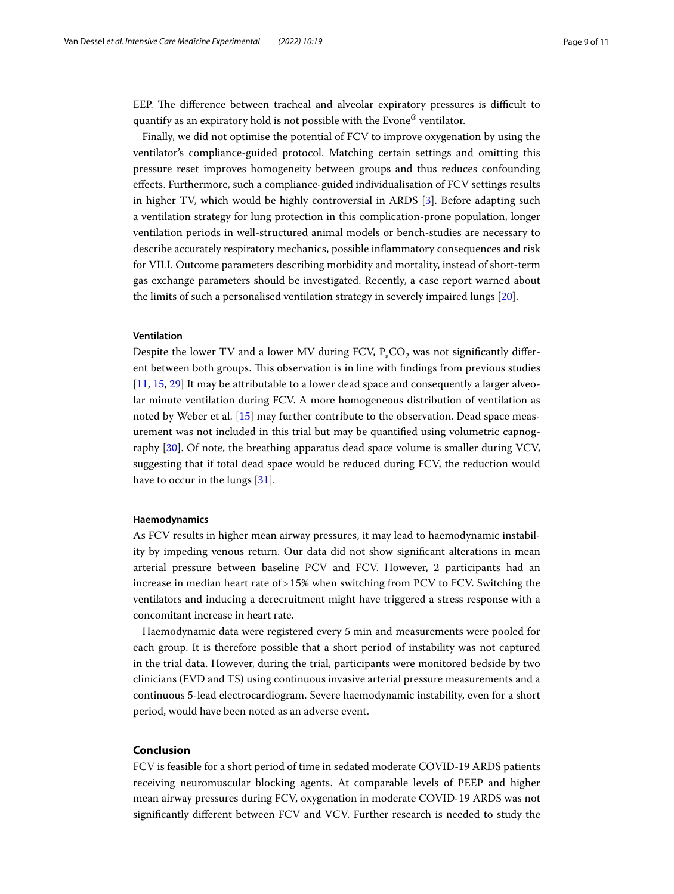EEP. The difference between tracheal and alveolar expiratory pressures is difficult to quantify as an expiratory hold is not possible with the Evone® ventilator.

Finally, we did not optimise the potential of FCV to improve oxygenation by using the ventilator's compliance-guided protocol. Matching certain settings and omitting this pressure reset improves homogeneity between groups and thus reduces confounding effects. Furthermore, such a compliance-guided individualisation of FCV settings results in higher TV, which would be highly controversial in ARDS [3]. Before adapting such a ventilation strategy for lung protection in this complication-prone population, longer ventilation periods in well-structured animal models or bench-studies are necessary to describe accurately respiratory mechanics, possible inflammatory consequences and risk for VILI. Outcome parameters describing morbidity and mortality, instead of short-term gas exchange parameters should be investigated. Recently, a case report warned about the limits of such a personalised ventilation strategy in severely impaired lungs [20].

#### Ventilation

Despite the lower TV and a lower MV during FCV, $P_aCO_2$ was not significantly different between both groups. This observation is in line with findings from previous studies [11, 15, 29] It may be attributable to a lower dead space and consequently a larger alveolar minute ventilation during FCV. A more homogeneous distribution of ventilation as noted by Weber et al. [15] may further contribute to the observation. Dead space measurement was not included in this trial but may be quantified using volumetric capnography [30]. Of note, the breathing apparatus dead space volume is smaller during VCV, suggesting that if total dead space would be reduced during FCV, the reduction would have to occur in the lungs [31].

#### Haemodynamics

As FCV results in higher mean airway pressures, it may lead to haemodynamic instability by impeding venous return. Our data did not show significant alterations in mean arterial pressure between baseline PCV and FCV. However, 2 participants had an increase in median heart rate of > 15% when switching from PCV to FCV. Switching the ventilators and inducing a derecruitment might have triggered a stress response with a concomitant increase in heart rate.

Haemodynamic data were registered every 5 min and measurements were pooled for each group. It is therefore possible that a short period of instability was not captured in the trial data. However, during the trial, participants were monitored bedside by two clinicians (EVD and TS) using continuous invasive arterial pressure measurements and a continuous 5-lead electrocardiogram. Severe haemodynamic instability, even for a short period, would have been noted as an adverse event.

## Conclusion

FCV is feasible for a short period of time in sedated moderate COVID-19 ARDS patients receiving neuromuscular blocking agents. At comparable levels of PEEP and higher mean airway pressures during FCV, oxygenation in moderate COVID-19 ARDS was not significantly different between FCV and VCV. Further research is needed to study the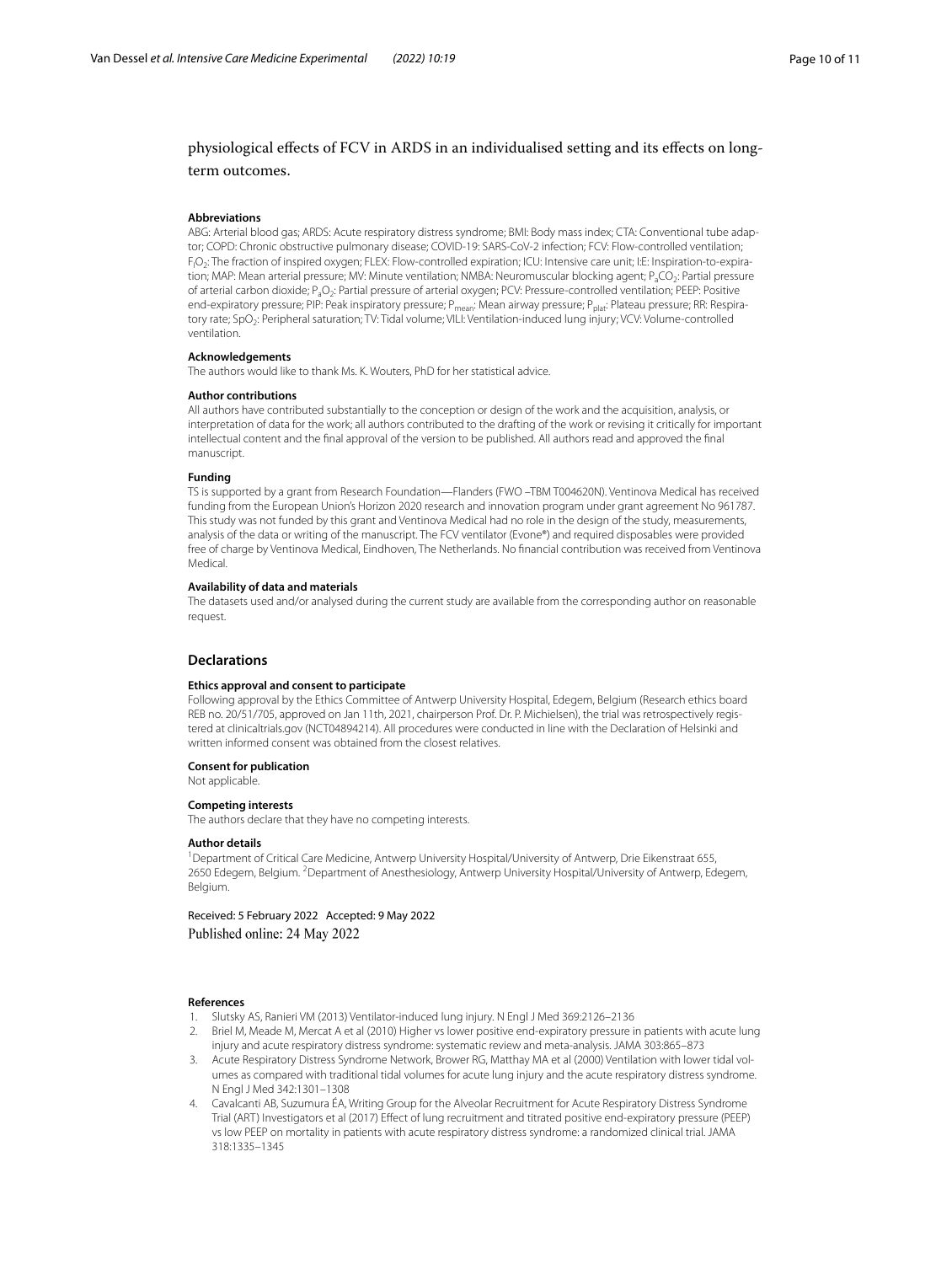physiological effects of FCV in ARDS in an individualised setting and its effects on long-term outcomes.

#### Abbreviations

ABG: Arterial blood gas; ARDS: Acute respiratory distress syndrome; BMI: Body mass index; CTA: Conventional tube adaptor; COPD: Chronic obstructive pulmonary disease; COVID-19: SARS-CoV-2 infection; FCV: Flow-controlled ventilation; $F_IO_2$: The fraction of inspired oxygen; FLEX: Flow-controlled expiration; ICU: Intensive care unit; I:E: Inspiration-to-expiration; MAP: Mean arterial pressure; MV: Minute ventilation; NMBA: Neuromuscular blocking agent; $P_aCO_2$: Partial pressure of arterial carbon dioxide; $P_aO_2$: Partial pressure of arterial oxygen; PCV: Pressure-controlled ventilation; PEEP: Positive end-expiratory pressure; PIP: Peak inspiratory pressure; $P_{mean}$: Mean airway pressure; $P_{plat}$: Plateau pressure; RR: Respiratory rate; $SpO_2$: Peripheral saturation; TV: Tidal volume; VILI: Ventilation-induced lung injury; VCV: Volume-controlled ventilation.

#### Acknowledgements

The authors would like to thank Ms. K. Wouters, PhD for her statistical advice.

#### Author contributions

All authors have contributed substantially to the conception or design of the work and the acquisition, analysis, or interpretation of data for the work; all authors contributed to the drafting of the work or revising it critically for important intellectual content and the final approval of the version to be published. All authors read and approved the final manuscript.

#### Funding

TS is supported by a grant from Research Foundation—Flanders (FWO –TBM T004620N). Ventinova Medical has received funding from the European Union's Horizon 2020 research and innovation program under grant agreement No 961787. This study was not funded by this grant and Ventinova Medical had no role in the design of the study, measurements, analysis of the data or writing of the manuscript. The FCV ventilator (Evone®) and required disposables were provided free of charge by Ventinova Medical, Eindhoven, The Netherlands. No financial contribution was received from Ventinova Medical.

#### Availability of data and materials

The datasets used and/or analysed during the current study are available from the corresponding author on reasonable request.

## Declarations

#### Ethics approval and consent to participate

Following approval by the Ethics Committee of Antwerp University Hospital, Edegem, Belgium (Research ethics board REB no. 20/51/705, approved on Jan 11th, 2021, chairperson Prof. Dr. P. Michielsen), the trial was retrospectively registered at clinicaltrials.gov (NCT04894214). All procedures were conducted in line with the Declaration of Helsinki and written informed consent was obtained from the closest relatives.

#### Consent for publication

Not applicable.

#### Competing interests

The authors declare that they have no competing interests.

#### Author details

[1]Department of Critical Care Medicine, Antwerp University Hospital/University of Antwerp, Drie Eikenstraat 655, 2650 Edegem, Belgium. [2]Department of Anesthesiology, Antwerp University Hospital/University of Antwerp, Edegem, Belgium.

Received: 5 February 2022 Accepted: 9 May 2022
Published online: 24 May 2022

#### References

1. Slutsky AS, Ranieri VM (2013) Ventilator-induced lung injury. N Engl J Med 369:2126–2136
2. Briel M, Meade M, Mercat A et al (2010) Higher vs lower positive end-expiratory pressure in patients with acute lung injury and acute respiratory distress syndrome: systematic review and meta-analysis. JAMA 303:865–873
3. Acute Respiratory Distress Syndrome Network, Brower RG, Matthay MA et al (2000) Ventilation with lower tidal volumes as compared with traditional tidal volumes for acute lung injury and the acute respiratory distress syndrome. N Engl J Med 342:1301–1308
4. Cavalcanti AB, Suzumura ÉA, Writing Group for the Alveolar Recruitment for Acute Respiratory Distress Syndrome Trial (ART) Investigators et al (2017) Effect of lung recruitment and titrated positive end-expiratory pressure (PEEP) vs low PEEP on mortality in patients with acute respiratory distress syndrome: a randomized clinical trial. JAMA 318:1335–1345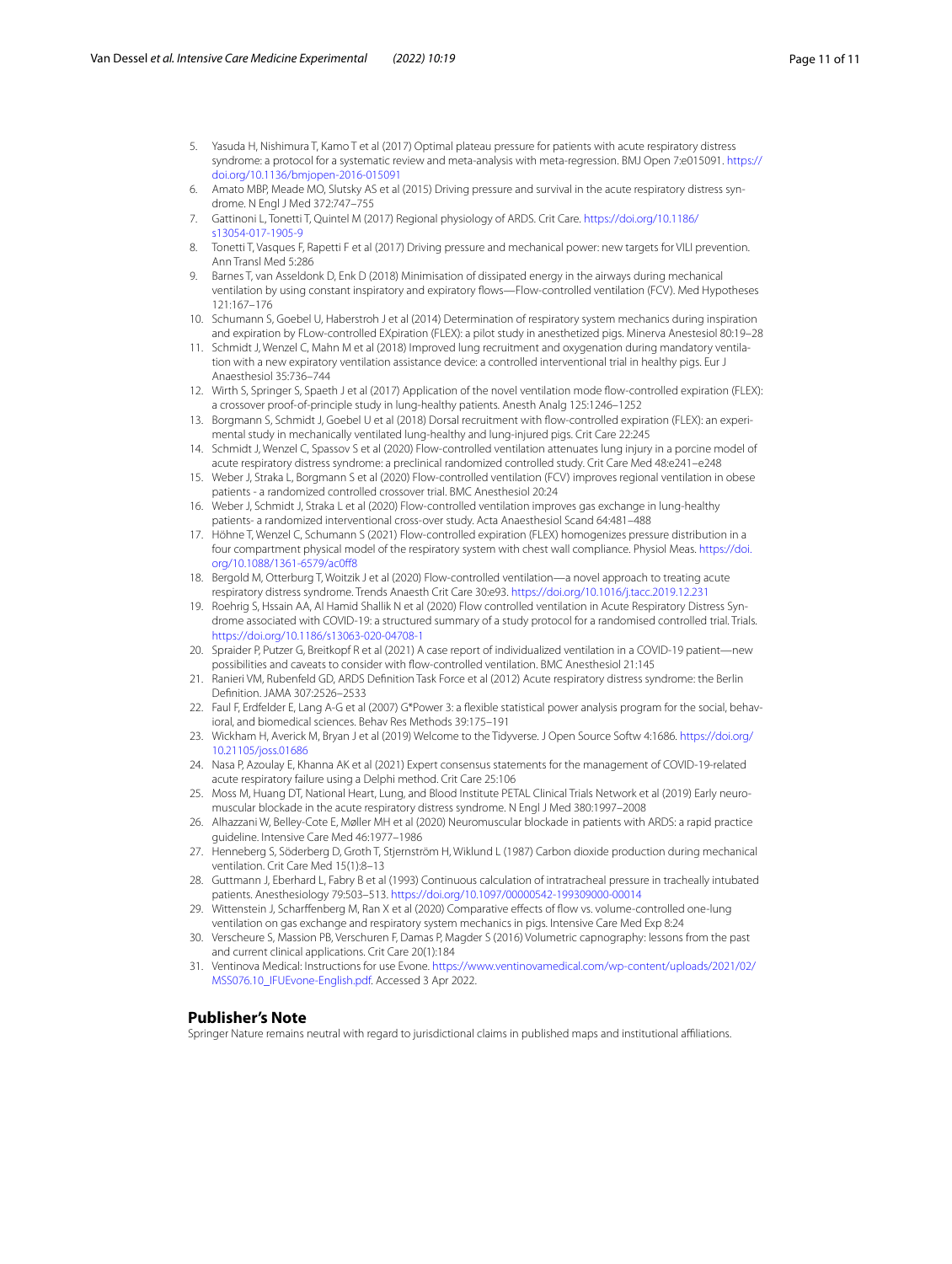5. Yasuda H, Nishimura T, Kamo T et al (2017) Optimal plateau pressure for patients with acute respiratory distress syndrome: a protocol for a systematic review and meta-analysis with meta-regression. BMJ Open 7:e015091. https://doi.org/10.1136/bmjopen-2016-015091
6. Amato MBP, Meade MO, Slutsky AS et al (2015) Driving pressure and survival in the acute respiratory distress syndrome. N Engl J Med 372:747–755
7. Gattinoni L, Tonetti T, Quintel M (2017) Regional physiology of ARDS. Crit Care. https://doi.org/10.1186/s13054-017-1905-9
8. Tonetti T, Vasques F, Rapetti F et al (2017) Driving pressure and mechanical power: new targets for VILI prevention. Ann Transl Med 5:286
9. Barnes T, van Asseldonk D, Enk D (2018) Minimisation of dissipated energy in the airways during mechanical ventilation by using constant inspiratory and expiratory flows—Flow-controlled ventilation (FCV). Med Hypotheses 121:167–176
10. Schumann S, Goebel U, Haberstroh J et al (2014) Determination of respiratory system mechanics during inspiration and expiration by FLow-controlled EXpiration (FLEX): a pilot study in anesthetized pigs. Minerva Anestesiol 80:19–28
11. Schmidt J, Wenzel C, Mahn M et al (2018) Improved lung recruitment and oxygenation during mandatory ventilation with a new expiratory ventilation assistance device: a controlled interventional trial in healthy pigs. Eur J Anaesthesiol 35:736–744
12. Wirth S, Springer S, Spaeth J et al (2017) Application of the novel ventilation mode flow-controlled expiration (FLEX): a crossover proof-of-principle study in lung-healthy patients. Anesth Analg 125:1246–1252
13. Borgmann S, Schmidt J, Goebel U et al (2018) Dorsal recruitment with flow-controlled expiration (FLEX): an experimental study in mechanically ventilated lung-healthy and lung-injured pigs. Crit Care 22:245
14. Schmidt J, Wenzel C, Spassov S et al (2020) Flow-controlled ventilation attenuates lung injury in a porcine model of acute respiratory distress syndrome: a preclinical randomized controlled study. Crit Care Med 48:e241–e248
15. Weber J, Straka L, Borgmann S et al (2020) Flow-controlled ventilation (FCV) improves regional ventilation in obese patients - a randomized controlled crossover trial. BMC Anesthesiol 20:24
16. Weber J, Schmidt J, Straka L et al (2020) Flow-controlled ventilation improves gas exchange in lung-healthy patients- a randomized interventional cross-over study. Acta Anaesthesiol Scand 64:481–488
17. Höhne T, Wenzel C, Schumann S (2021) Flow-controlled expiration (FLEX) homogenizes pressure distribution in a four compartment physical model of the respiratory system with chest wall compliance. Physiol Meas. https://doi.org/10.1088/1361-6579/ac0ff8
18. Bergold M, Otterburg T, Woitzik J et al (2020) Flow-controlled ventilation—a novel approach to treating acute respiratory distress syndrome. Trends Anaesth Crit Care 30:e93. https://doi.org/10.1016/j.tacc.2019.12.231
19. Roehrig S, Hssain AA, Al Hamid Shallik N et al (2020) Flow controlled ventilation in Acute Respiratory Distress Syndrome associated with COVID-19: a structured summary of a study protocol for a randomised controlled trial. Trials. https://doi.org/10.1186/s13063-020-04708-1
20. Spraider P, Putzer G, Breitkopf R et al (2021) A case report of individualized ventilation in a COVID-19 patient—new possibilities and caveats to consider with flow-controlled ventilation. BMC Anesthesiol 21:145
21. Ranieri VM, Rubenfeld GD, ARDS Definition Task Force et al (2012) Acute respiratory distress syndrome: the Berlin Definition. JAMA 307:2526–2533
22. Faul F, Erdfelder E, Lang A-G et al (2007) G*Power 3: a flexible statistical power analysis program for the social, behavioral, and biomedical sciences. Behav Res Methods 39:175–191
23. Wickham H, Averick M, Bryan J et al (2019) Welcome to the Tidyverse. J Open Source Softw 4:1686. https://doi.org/10.21105/joss.01686
24. Nasa P, Azoulay E, Khanna AK et al (2021) Expert consensus statements for the management of COVID-19-related acute respiratory failure using a Delphi method. Crit Care 25:106
25. Moss M, Huang DT, National Heart, Lung, and Blood Institute PETAL Clinical Trials Network et al (2019) Early neuromuscular blockade in the acute respiratory distress syndrome. N Engl J Med 380:1997–2008
26. Alhazzani W, Belley-Cote E, Møller MH et al (2020) Neuromuscular blockade in patients with ARDS: a rapid practice guideline. Intensive Care Med 46:1977–1986
27. Henneberg S, Söderberg D, Groth T, Stjernström H, Wiklund L (1987) Carbon dioxide production during mechanical ventilation. Crit Care Med 15(1):8–13
28. Guttmann J, Eberhard L, Fabry B et al (1993) Continuous calculation of intratracheal pressure in tracheally intubated patients. Anesthesiology 79:503–513. https://doi.org/10.1097/00000542-199309000-00014
29. Wittenstein J, Scharffenberg M, Ran X et al (2020) Comparative effects of flow vs. volume-controlled one-lung ventilation on gas exchange and respiratory system mechanics in pigs. Intensive Care Med Exp 8:24
30. Verscheure S, Massion PB, Verschuren F, Damas P, Magder S (2016) Volumetric capnography: lessons from the past and current clinical applications. Crit Care 20(1):184
31. Ventinova Medical: Instructions for use Evone. https://www.ventinovamedical.com/wp-content/uploads/2021/02/MSS076.10_IFUEvone-English.pdf. Accessed 3 Apr 2022.

## Publisher's Note

Springer Nature remains neutral with regard to jurisdictional claims in published maps and institutional affiliations.